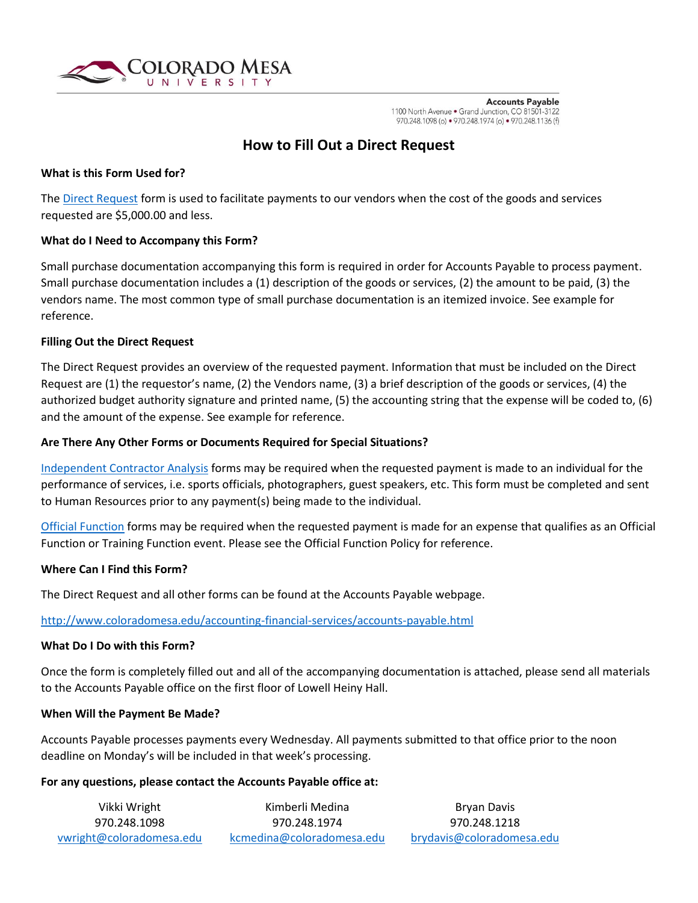**Accounts Payable**
1100 North Avenue • Grand Junction, CO 81501-3122
970.248.1098 (o) • 970.248.1974 (o) • 970.248.1136 (f)

# How to Fill Out a Direct Request

**What is this Form Used for?**

The [Direct Request](#) form is used to facilitate payments to our vendors when the cost of the goods and services requested are $5,000.00 and less.

**What do I Need to Accompany this Form?**

Small purchase documentation accompanying this form is required in order for Accounts Payable to process payment. Small purchase documentation includes a (1) description of the goods or services, (2) the amount to be paid, (3) the vendors name. The most common type of small purchase documentation is an itemized invoice. See example for reference.

**Filling Out the Direct Request**

The Direct Request provides an overview of the requested payment. Information that must be included on the Direct Request are (1) the requestor's name, (2) the Vendors name, (3) a brief description of the goods or services, (4) the authorized budget authority signature and printed name, (5) the accounting string that the expense will be coded to, (6) and the amount of the expense. See example for reference.

**Are There Any Other Forms or Documents Required for Special Situations?**

[Independent Contractor Analysis](#) forms may be required when the requested payment is made to an individual for the performance of services, i.e. sports officials, photographers, guest speakers, etc. This form must be completed and sent to Human Resources prior to any payment(s) being made to the individual.

[Official Function](#) forms may be required when the requested payment is made for an expense that qualifies as an Official Function or Training Function event. Please see the Official Function Policy for reference.

**Where Can I Find this Form?**

The Direct Request and all other forms can be found at the Accounts Payable webpage.

http://www.coloradomesa.edu/accounting-financial-services/accounts-payable.html

**What Do I Do with this Form?**

Once the form is completely filled out and all of the accompanying documentation is attached, please send all materials to the Accounts Payable office on the first floor of Lowell Heiny Hall.

**When Will the Payment Be Made?**

Accounts Payable processes payments every Wednesday. All payments submitted to that office prior to the noon deadline on Monday's will be included in that week's processing.

**For any questions, please contact the Accounts Payable office at:**

| Vikki Wright | Kimberli Medina | Bryan Davis |
|---|---|---|
| 970.248.1098 | 970.248.1974 | 970.248.1218 |
| vwright@coloradomesa.edu | kcmedina@coloradomesa.edu | brydavis@coloradomesa.edu |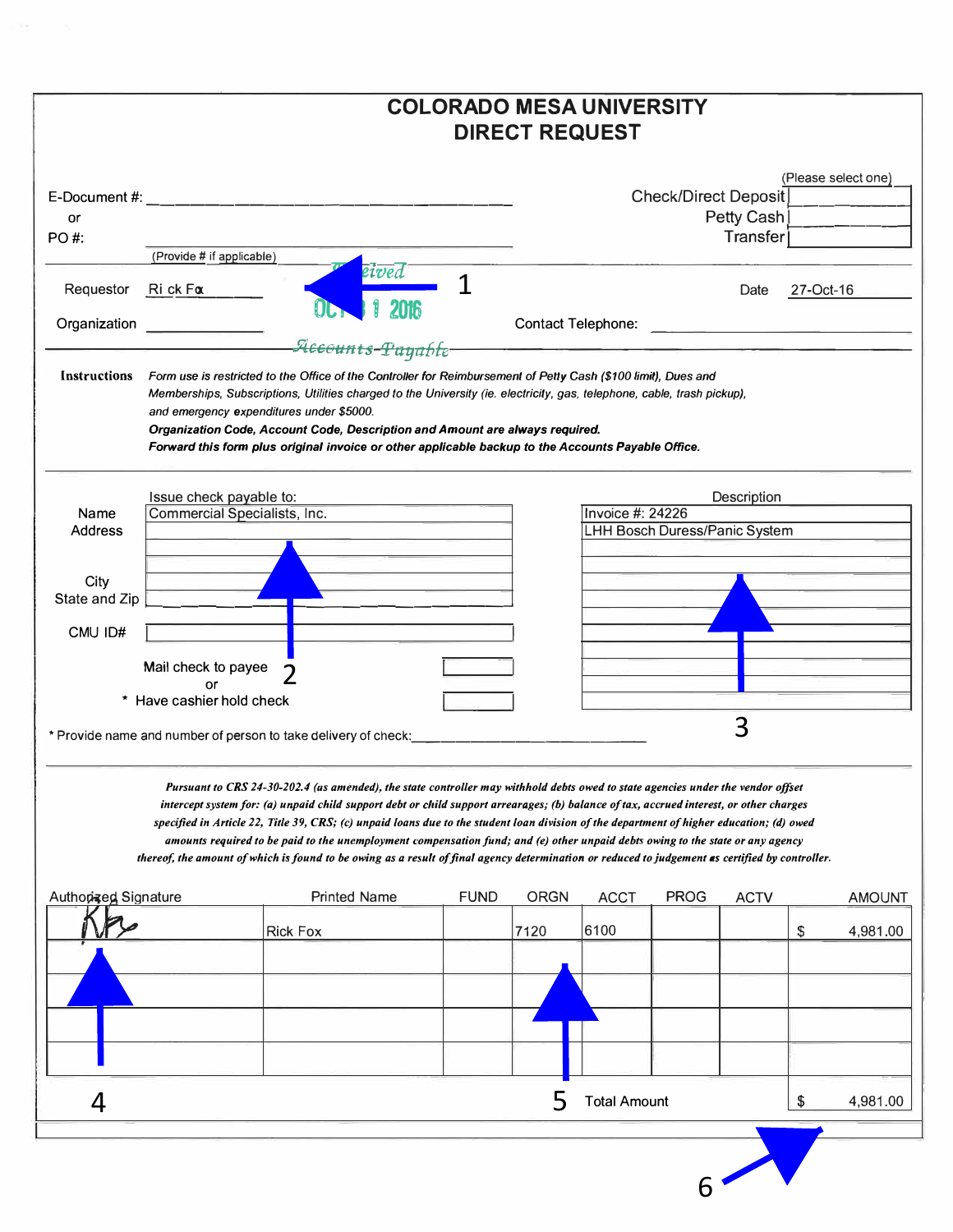# COLORADO MESA UNIVERSITY
## DIRECT REQUEST

E-Document #: ______________________
or
PO #: ______________________
(Provide # if applicable)

(Please select one)
Check/Direct Deposit [ ]
Petty Cash [ ]
Transfer [ ]

Received
OCT 31 2016
Accounts Payable

1

Requestor: Rick Fox

Date: 27-Oct-16

Organization: ______________

Contact Telephone: ______________

**Instructions** *Form use is restricted to the Office of the Controller for Reimbursement of Petty Cash ($100 limit), Dues and Memberships, Subscriptions, Utilities charged to the University (ie. electricity, gas, telephone, cable, trash pickup), and emergency expenditures under $5000.*
***Organization Code, Account Code, Description and Amount are always required.***
***Forward this form plus original invoice or other applicable backup to the Accounts Payable Office.***

Issue check payable to:

| | |
|---|---|
| Name | Commercial Specialists, Inc. |
| Address | |
| City | |
| State and Zip | |
| CMU ID# | |

Description

| |
|---|
| Invoice #: 24226 |
| LHH Bosch Duress/Panic System |

Mail check to payee [ ] 2
or
\* Have cashier hold check [ ]

3

\* Provide name and number of person to take delivery of check: ______________________

***Pursuant to CRS 24-30-202.4 (as amended), the state controller may withhold debts owed to state agencies under the vendor offset intercept system for: (a) unpaid child support debt or child support arrearages; (b) balance of tax, accrued interest, or other charges specified in Article 22, Title 39, CRS; (c) unpaid loans due to the student loan division of the department of higher education; (d) owed amounts required to be paid to the unemployment compensation fund; and (e) other unpaid debts owing to the state or any agency thereof, the amount of which is found to be owing as a result of final agency determination or reduced to judgement as certified by controller.***

| Authorized Signature | Printed Name | FUND | ORGN | ACCT | PROG | ACTV | AMOUNT |
|---|---|---|---|---|---|---|---|
| [signature] | Rick Fox | | 7120 | 6100 | | | $ 4,981.00 |
| | | | | | | | |
| | | | | | | | |
| | | | | | | | |

4 5 Total Amount $ 4,981.00

6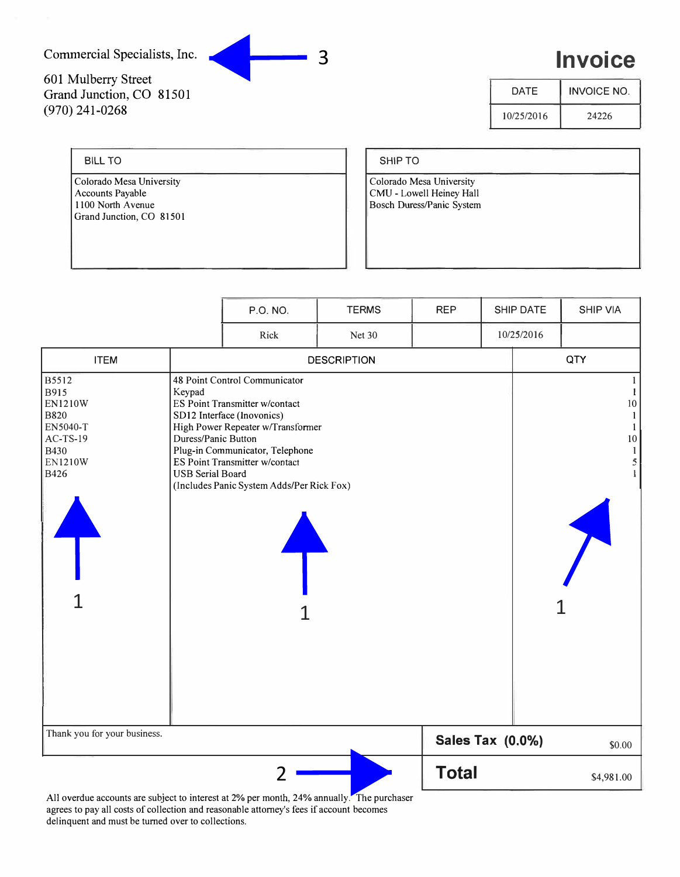Commercial Specialists, Inc.

3

601 Mulberry Street
Grand Junction, CO 81501
(970) 241-0268

# Invoice

| DATE | INVOICE NO. |
|---|---|
| 10/25/2016 | 24226 |

| BILL TO | SHIP TO |
|---|---|
| Colorado Mesa University<br>Accounts Payable<br>1100 North Avenue<br>Grand Junction, CO 81501 | Colorado Mesa University<br>CMU - Lowell Heiney Hall<br>Bosch Duress/Panic System |

| P.O. NO. | TERMS | REP | SHIP DATE | SHIP VIA |
|---|---|---|---|---|
| Rick | Net 30 | | 10/25/2016 | |

| ITEM | DESCRIPTION | QTY |
|---|---|---|
| B5512 | 48 Point Control Communicator | 1 |
| B915 | Keypad | 1 |
| EN1210W | ES Point Transmitter w/contact | 10 |
| B820 | SD12 Interface (Inovonics) | 1 |
| EN5040-T | High Power Repeater w/Transformer | 1 |
| AC-TS-19 | Duress/Panic Button | 10 |
| B430 | Plug-in Communicator, Telephone | 1 |
| EN1210W | ES Point Transmitter w/contact | 5 |
| B426 | USB Serial Board | 1 |
| | (Includes Panic System Adds/Per Rick Fox) | |

1 1 1

Thank you for your business.

| | |
|---|---|
| **Sales Tax (0.0%)** | $0.00 |
| **Total** | $4,981.00 |

2

All overdue accounts are subject to interest at 2% per month, 24% annually. The purchaser agrees to pay all costs of collection and reasonable attorney's fees if account becomes delinquent and must be turned over to collections.